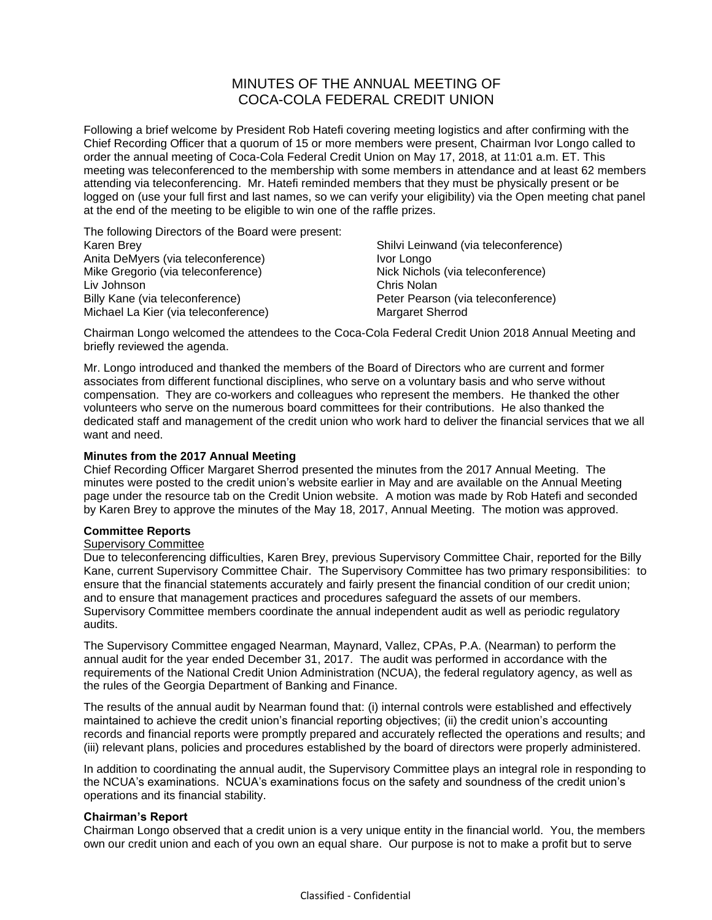# MINUTES OF THE ANNUAL MEETING OF COCA-COLA FEDERAL CREDIT UNION

Following a brief welcome by President Rob Hatefi covering meeting logistics and after confirming with the Chief Recording Officer that a quorum of 15 or more members were present, Chairman Ivor Longo called to order the annual meeting of Coca-Cola Federal Credit Union on May 17, 2018, at 11:01 a.m. ET. This meeting was teleconferenced to the membership with some members in attendance and at least 62 members attending via teleconferencing. Mr. Hatefi reminded members that they must be physically present or be logged on (use your full first and last names, so we can verify your eligibility) via the Open meeting chat panel at the end of the meeting to be eligible to win one of the raffle prizes.

The following Directors of the Board were present:

Karen Brey
Anita DeMyers (via teleconference)
Mike Gregorio (via teleconference)
Liv Johnson
Billy Kane (via teleconference)
Michael La Kier (via teleconference)
Shilvi Leinwand (via teleconference)
Ivor Longo
Nick Nichols (via teleconference)
Chris Nolan
Peter Pearson (via teleconference)
Margaret Sherrod

Chairman Longo welcomed the attendees to the Coca-Cola Federal Credit Union 2018 Annual Meeting and briefly reviewed the agenda.

Mr. Longo introduced and thanked the members of the Board of Directors who are current and former associates from different functional disciplines, who serve on a voluntary basis and who serve without compensation. They are co-workers and colleagues who represent the members. He thanked the other volunteers who serve on the numerous board committees for their contributions. He also thanked the dedicated staff and management of the credit union who work hard to deliver the financial services that we all want and need.

**Minutes from the 2017 Annual Meeting**

Chief Recording Officer Margaret Sherrod presented the minutes from the 2017 Annual Meeting. The minutes were posted to the credit union's website earlier in May and are available on the Annual Meeting page under the resource tab on the Credit Union website. A motion was made by Rob Hatefi and seconded by Karen Brey to approve the minutes of the May 18, 2017, Annual Meeting. The motion was approved.

**Committee Reports**

Supervisory Committee

Due to teleconferencing difficulties, Karen Brey, previous Supervisory Committee Chair, reported for the Billy Kane, current Supervisory Committee Chair. The Supervisory Committee has two primary responsibilities: to ensure that the financial statements accurately and fairly present the financial condition of our credit union; and to ensure that management practices and procedures safeguard the assets of our members. Supervisory Committee members coordinate the annual independent audit as well as periodic regulatory audits.

The Supervisory Committee engaged Nearman, Maynard, Vallez, CPAs, P.A. (Nearman) to perform the annual audit for the year ended December 31, 2017. The audit was performed in accordance with the requirements of the National Credit Union Administration (NCUA), the federal regulatory agency, as well as the rules of the Georgia Department of Banking and Finance.

The results of the annual audit by Nearman found that: (i) internal controls were established and effectively maintained to achieve the credit union's financial reporting objectives; (ii) the credit union's accounting records and financial reports were promptly prepared and accurately reflected the operations and results; and (iii) relevant plans, policies and procedures established by the board of directors were properly administered.

In addition to coordinating the annual audit, the Supervisory Committee plays an integral role in responding to the NCUA's examinations. NCUA's examinations focus on the safety and soundness of the credit union's operations and its financial stability.

**Chairman's Report**

Chairman Longo observed that a credit union is a very unique entity in the financial world. You, the members own our credit union and each of you own an equal share. Our purpose is not to make a profit but to serve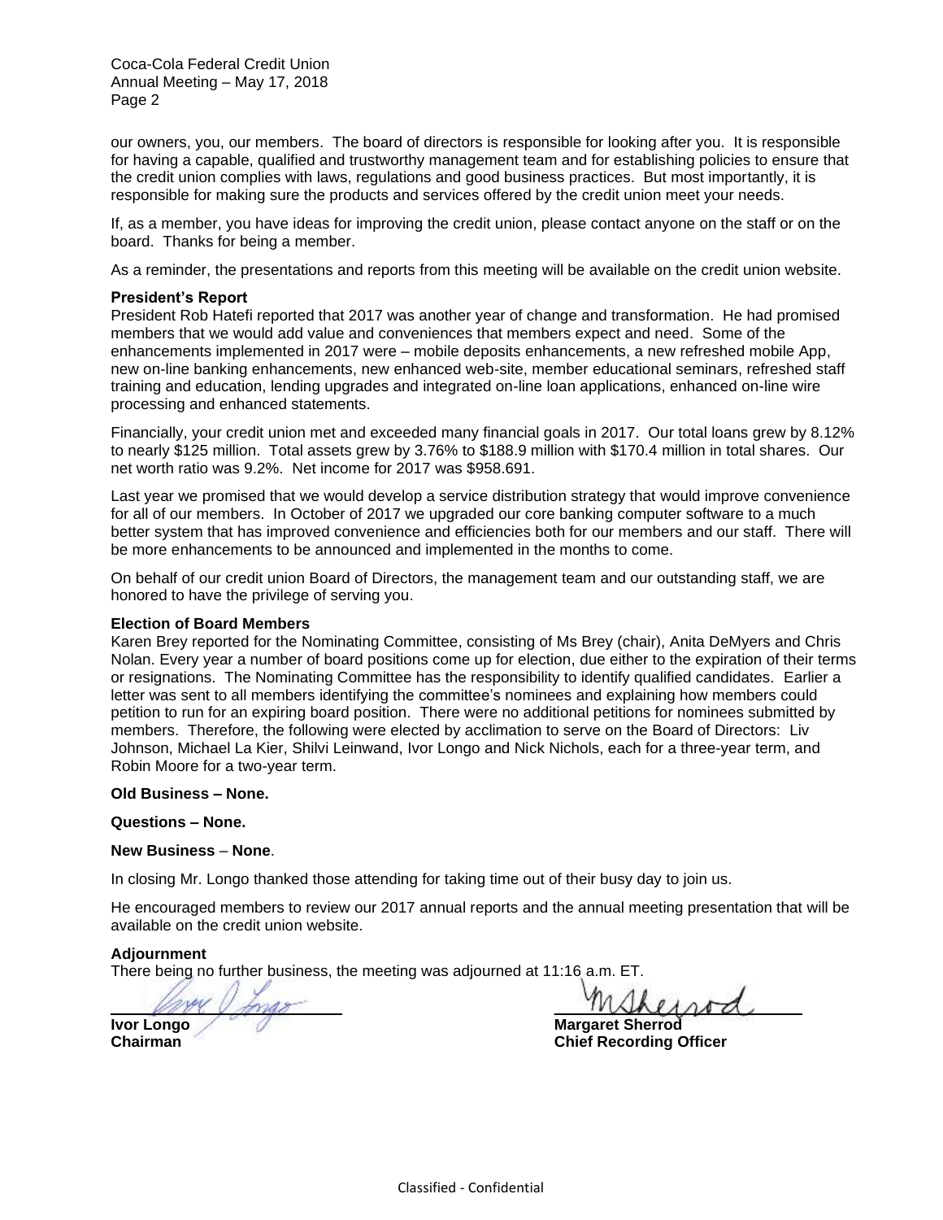our owners, you, our members. The board of directors is responsible for looking after you. It is responsible for having a capable, qualified and trustworthy management team and for establishing policies to ensure that the credit union complies with laws, regulations and good business practices. But most importantly, it is responsible for making sure the products and services offered by the credit union meet your needs.

If, as a member, you have ideas for improving the credit union, please contact anyone on the staff or on the board. Thanks for being a member.

As a reminder, the presentations and reports from this meeting will be available on the credit union website.

**President's Report**
President Rob Hatefi reported that 2017 was another year of change and transformation. He had promised members that we would add value and conveniences that members expect and need. Some of the enhancements implemented in 2017 were – mobile deposits enhancements, a new refreshed mobile App, new on-line banking enhancements, new enhanced web-site, member educational seminars, refreshed staff training and education, lending upgrades and integrated on-line loan applications, enhanced on-line wire processing and enhanced statements.

Financially, your credit union met and exceeded many financial goals in 2017. Our total loans grew by 8.12% to nearly $125 million. Total assets grew by 3.76% to $188.9 million with $170.4 million in total shares. Our net worth ratio was 9.2%. Net income for 2017 was $958.691.

Last year we promised that we would develop a service distribution strategy that would improve convenience for all of our members. In October of 2017 we upgraded our core banking computer software to a much better system that has improved convenience and efficiencies both for our members and our staff. There will be more enhancements to be announced and implemented in the months to come.

On behalf of our credit union Board of Directors, the management team and our outstanding staff, we are honored to have the privilege of serving you.

**Election of Board Members**
Karen Brey reported for the Nominating Committee, consisting of Ms Brey (chair), Anita DeMyers and Chris Nolan. Every year a number of board positions come up for election, due either to the expiration of their terms or resignations. The Nominating Committee has the responsibility to identify qualified candidates. Earlier a letter was sent to all members identifying the committee's nominees and explaining how members could petition to run for an expiring board position. There were no additional petitions for nominees submitted by members. Therefore, the following were elected by acclimation to serve on the Board of Directors: Liv Johnson, Michael La Kier, Shilvi Leinwand, Ivor Longo and Nick Nichols, each for a three-year term, and Robin Moore for a two-year term.

**Old Business – None.**

**Questions – None.**

**New Business** – **None**.

In closing Mr. Longo thanked those attending for taking time out of their busy day to join us.

He encouraged members to review our 2017 annual reports and the annual meeting presentation that will be available on the credit union website.

**Adjournment**
There being no further business, the meeting was adjourned at 11:16 a.m. ET.

| | |
|---|---|
| **Ivor Longo** | **Margaret Sherrod** |
| **Chairman** | **Chief Recording Officer** |

Classified - Confidential